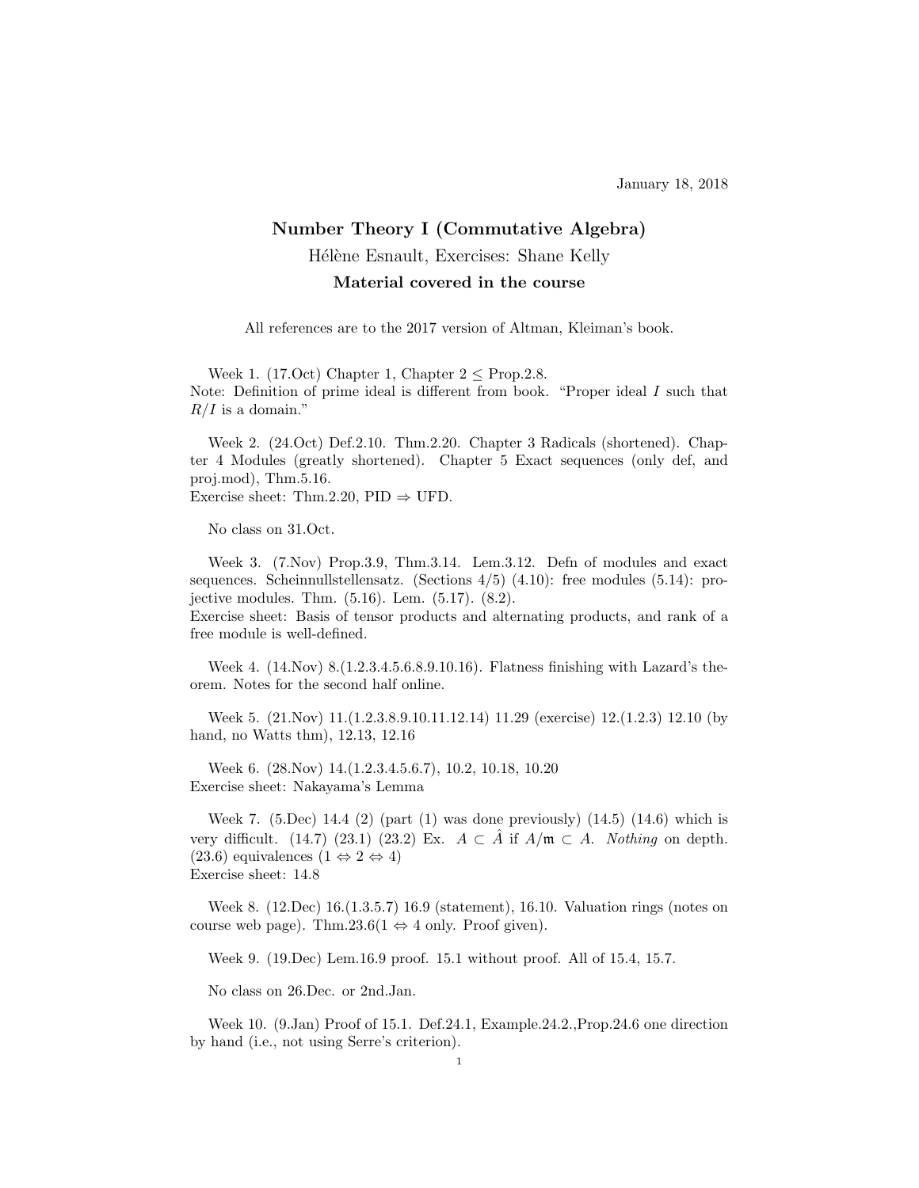January 18, 2018

# Number Theory I (Commutative Algebra)

Hélène Esnault, Exercises: Shane Kelly

**Material covered in the course**

All references are to the 2017 version of Altman, Kleiman's book.

Week 1. (17.Oct) Chapter 1, Chapter 2 $\leq$ Prop.2.8.
Note: Definition of prime ideal is different from book. "Proper ideal $I$ such that $R/I$ is a domain."

Week 2. (24.Oct) Def.2.10. Thm.2.20. Chapter 3 Radicals (shortened). Chapter 4 Modules (greatly shortened). Chapter 5 Exact sequences (only def, and proj.mod), Thm.5.16.
Exercise sheet: Thm.2.20, PID $\Rightarrow$ UFD.

No class on 31.Oct.

Week 3. (7.Nov) Prop.3.9, Thm.3.14. Lem.3.12. Defn of modules and exact sequences. Scheinnullstellensatz. (Sections 4/5) (4.10): free modules (5.14): projective modules. Thm. (5.16). Lem. (5.17). (8.2).
Exercise sheet: Basis of tensor products and alternating products, and rank of a free module is well-defined.

Week 4. (14.Nov) 8.(1.2.3.4.5.6.8.9.10.16). Flatness finishing with Lazard's theorem. Notes for the second half online.

Week 5. (21.Nov) 11.(1.2.3.8.9.10.11.12.14) 11.29 (exercise) 12.(1.2.3) 12.10 (by hand, no Watts thm), 12.13, 12.16

Week 6. (28.Nov) 14.(1.2.3.4.5.6.7), 10.2, 10.18, 10.20
Exercise sheet: Nakayama's Lemma

Week 7. (5.Dec) 14.4 (2) (part (1) was done previously) (14.5) (14.6) which is very difficult. (14.7) (23.1) (23.2) Ex. $A \subset \hat{A}$ if $A/\mathfrak{m} \subset A$. *Nothing* on depth. (23.6) equivalences ($1 \Leftrightarrow 2 \Leftrightarrow 4$)
Exercise sheet: 14.8

Week 8. (12.Dec) 16.(1.3.5.7) 16.9 (statement), 16.10. Valuation rings (notes on course web page). Thm.23.6($1 \Leftrightarrow 4$ only. Proof given).

Week 9. (19.Dec) Lem.16.9 proof. 15.1 without proof. All of 15.4, 15.7.

No class on 26.Dec. or 2nd.Jan.

Week 10. (9.Jan) Proof of 15.1. Def.24.1, Example.24.2.,Prop.24.6 one direction by hand (i.e., not using Serre's criterion).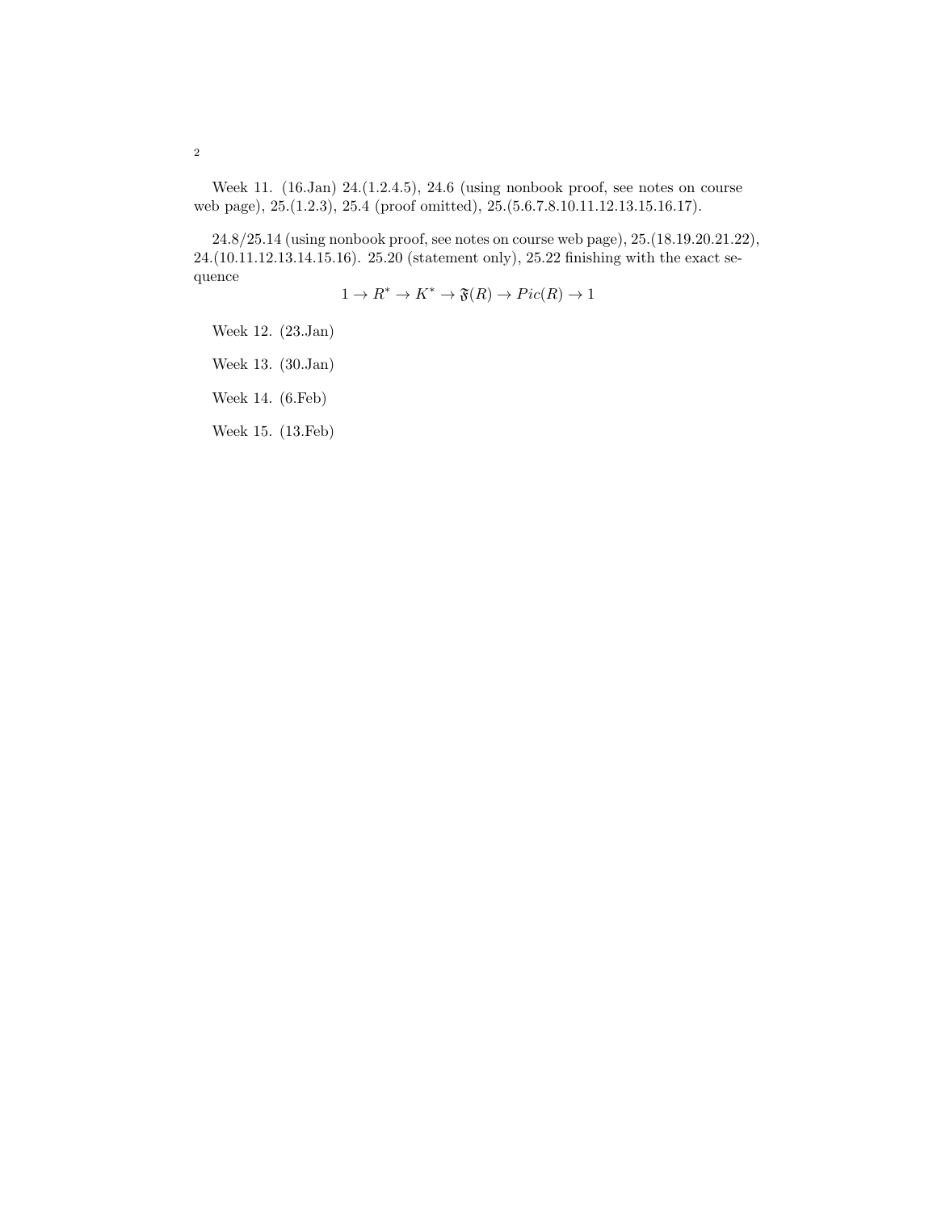Week 11. (16.Jan) 24.(1.2.4.5), 24.6 (using nonbook proof, see notes on course web page), 25.(1.2.3), 25.4 (proof omitted), 25.(5.6.7.8.10.11.12.13.15.16.17).

24.8/25.14 (using nonbook proof, see notes on course web page), 25.(18.19.20.21.22), 24.(10.11.12.13.14.15.16). 25.20 (statement only), 25.22 finishing with the exact sequence

$$1 \to R^* \to K^* \to \mathfrak{F}(R) \to Pic(R) \to 1$$

Week 12. (23.Jan)

Week 13. (30.Jan)

Week 14. (6.Feb)

Week 15. (13.Feb)